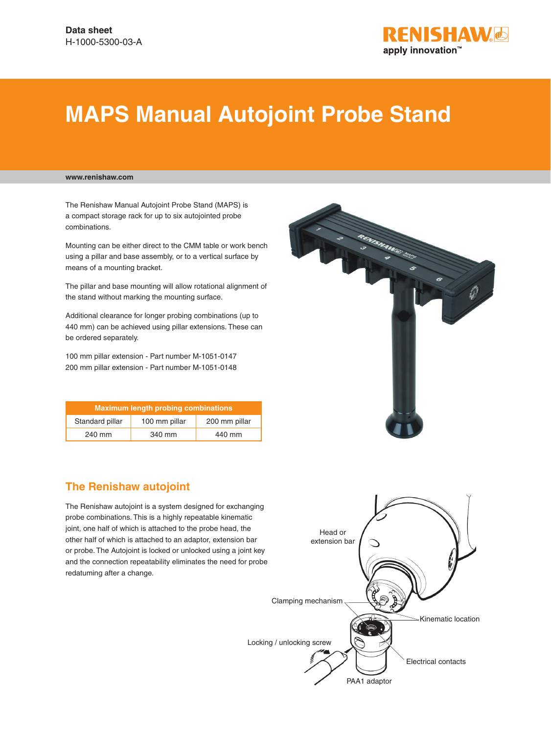Data sheet
H-1000-5300-03-A

# MAPS Manual Autojoint Probe Stand

www.renishaw.com

The Renishaw Manual Autojoint Probe Stand (MAPS) is a compact storage rack for up to six autojointed probe combinations.

Mounting can be either direct to the CMM table or work bench using a pillar and base assembly, or to a vertical surface by means of a mounting bracket.

The pillar and base mounting will allow rotational alignment of the stand without marking the mounting surface.

Additional clearance for longer probing combinations (up to 440 mm) can be achieved using pillar extensions. These can be ordered separately.

100 mm pillar extension - Part number M-1051-0147
200 mm pillar extension - Part number M-1051-0148

| Maximum length probing combinations | | |
|---|---|---|
| Standard pillar | 100 mm pillar | 200 mm pillar |
| 240 mm | 340 mm | 440 mm |

## The Renishaw autojoint

The Renishaw autojoint is a system designed for exchanging probe combinations. This is a highly repeatable kinematic joint, one half of which is attached to the probe head, the other half of which is attached to an adaptor, extension bar or probe. The Autojoint is locked or unlocked using a joint key and the connection repeatability eliminates the need for probe redatuming after a change.

Head or extension bar
Clamping mechanism
Kinematic location
Locking / unlocking screw
Electrical contacts
PAA1 adaptor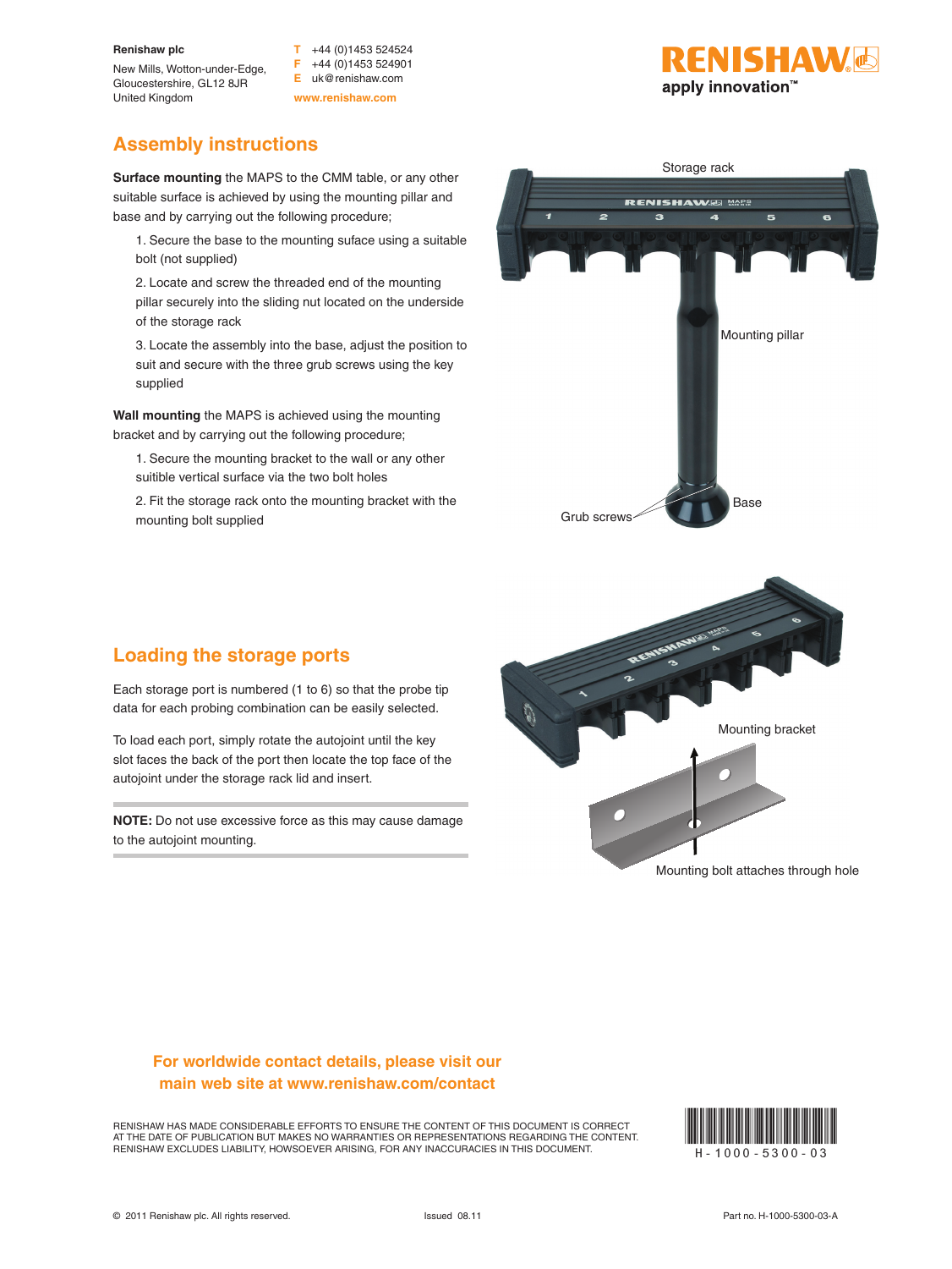**Renishaw plc**

New Mills, Wotton-under-Edge,
Gloucestershire, GL12 8JR
United Kingdom

**T** +44 (0)1453 524524
**F** +44 (0)1453 524901
**E** uk@renishaw.com

**www.renishaw.com**

## Assembly instructions

**Surface mounting** the MAPS to the CMM table, or any other suitable surface is achieved by using the mounting pillar and base and by carrying out the following procedure;

1. Secure the base to the mounting suface using a suitable bolt (not supplied)
2. Locate and screw the threaded end of the mounting pillar securely into the sliding nut located on the underside of the storage rack
3. Locate the assembly into the base, adjust the position to suit and secure with the three grub screws using the key supplied

**Wall mounting** the MAPS is achieved using the mounting bracket and by carrying out the following procedure;

1. Secure the mounting bracket to the wall or any other suitible vertical surface via the two bolt holes
2. Fit the storage rack onto the mounting bracket with the mounting bolt supplied

Storage rack

Mounting pillar

Grub screws

Base

## Loading the storage ports

Each storage port is numbered (1 to 6) so that the probe tip data for each probing combination can be easily selected.

To load each port, simply rotate the autojoint until the key slot faces the back of the port then locate the top face of the autojoint under the storage rack lid and insert.

**NOTE:** Do not use excessive force as this may cause damage to the autojoint mounting.

Mounting bracket

Mounting bolt attaches through hole

**For worldwide contact details, please visit our main web site at www.renishaw.com/contact**

RENISHAW HAS MADE CONSIDERABLE EFFORTS TO ENSURE THE CONTENT OF THIS DOCUMENT IS CORRECT AT THE DATE OF PUBLICATION BUT MAKES NO WARRANTIES OR REPRESENTATIONS REGARDING THE CONTENT. RENISHAW EXCLUDES LIABILITY, HOWSOEVER ARISING, FOR ANY INACCURACIES IN THIS DOCUMENT.

H-1000-5300-03

© 2011 Renishaw plc. All rights reserved. Issued 08.11 Part no. H-1000-5300-03-A